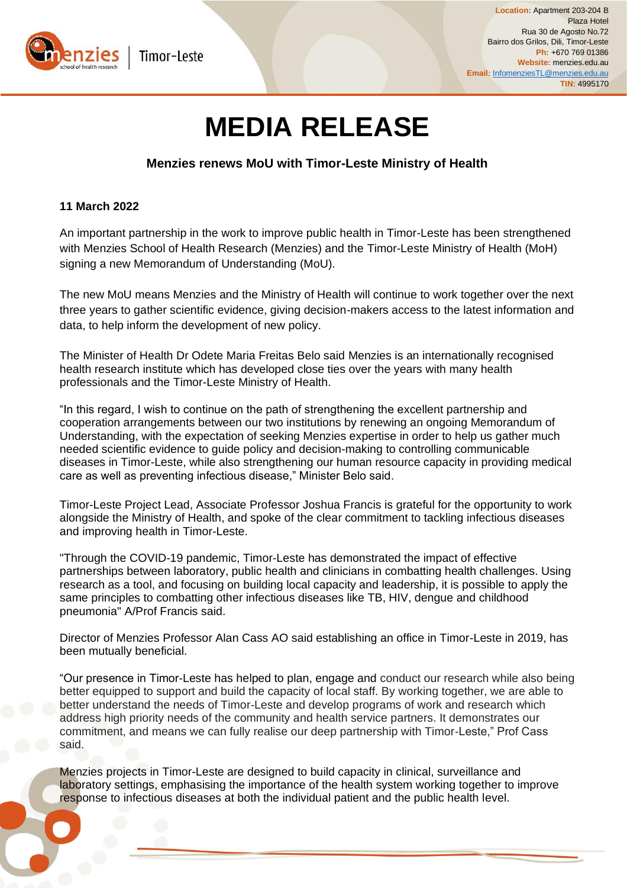**Location:** Apartment 203-204 B
Plaza Hotel
Rua 30 de Agosto No.72
Bairro dos Grilos, Dili, Timor-Leste
**Ph:** +670 769 01386
**Website:** menzies.edu.au
**Email:** InfomenziesTL@menzies.edu.au
**TIN:** 4995170

# MEDIA RELEASE

### Menzies renews MoU with Timor-Leste Ministry of Health

**11 March 2022**

An important partnership in the work to improve public health in Timor-Leste has been strengthened with Menzies School of Health Research (Menzies) and the Timor-Leste Ministry of Health (MoH) signing a new Memorandum of Understanding (MoU).

The new MoU means Menzies and the Ministry of Health will continue to work together over the next three years to gather scientific evidence, giving decision-makers access to the latest information and data, to help inform the development of new policy.

The Minister of Health Dr Odete Maria Freitas Belo said Menzies is an internationally recognised health research institute which has developed close ties over the years with many health professionals and the Timor-Leste Ministry of Health.

"In this regard, I wish to continue on the path of strengthening the excellent partnership and cooperation arrangements between our two institutions by renewing an ongoing Memorandum of Understanding, with the expectation of seeking Menzies expertise in order to help us gather much needed scientific evidence to guide policy and decision-making to controlling communicable diseases in Timor-Leste, while also strengthening our human resource capacity in providing medical care as well as preventing infectious disease," Minister Belo said.

Timor-Leste Project Lead, Associate Professor Joshua Francis is grateful for the opportunity to work alongside the Ministry of Health, and spoke of the clear commitment to tackling infectious diseases and improving health in Timor-Leste.

"Through the COVID-19 pandemic, Timor-Leste has demonstrated the impact of effective partnerships between laboratory, public health and clinicians in combatting health challenges. Using research as a tool, and focusing on building local capacity and leadership, it is possible to apply the same principles to combatting other infectious diseases like TB, HIV, dengue and childhood pneumonia" A/Prof Francis said.

Director of Menzies Professor Alan Cass AO said establishing an office in Timor-Leste in 2019, has been mutually beneficial.

"Our presence in Timor-Leste has helped to plan, engage and conduct our research while also being better equipped to support and build the capacity of local staff. By working together, we are able to better understand the needs of Timor-Leste and develop programs of work and research which address high priority needs of the community and health service partners. It demonstrates our commitment, and means we can fully realise our deep partnership with Timor-Leste," Prof Cass said.

Menzies projects in Timor-Leste are designed to build capacity in clinical, surveillance and laboratory settings, emphasising the importance of the health system working together to improve response to infectious diseases at both the individual patient and the public health level.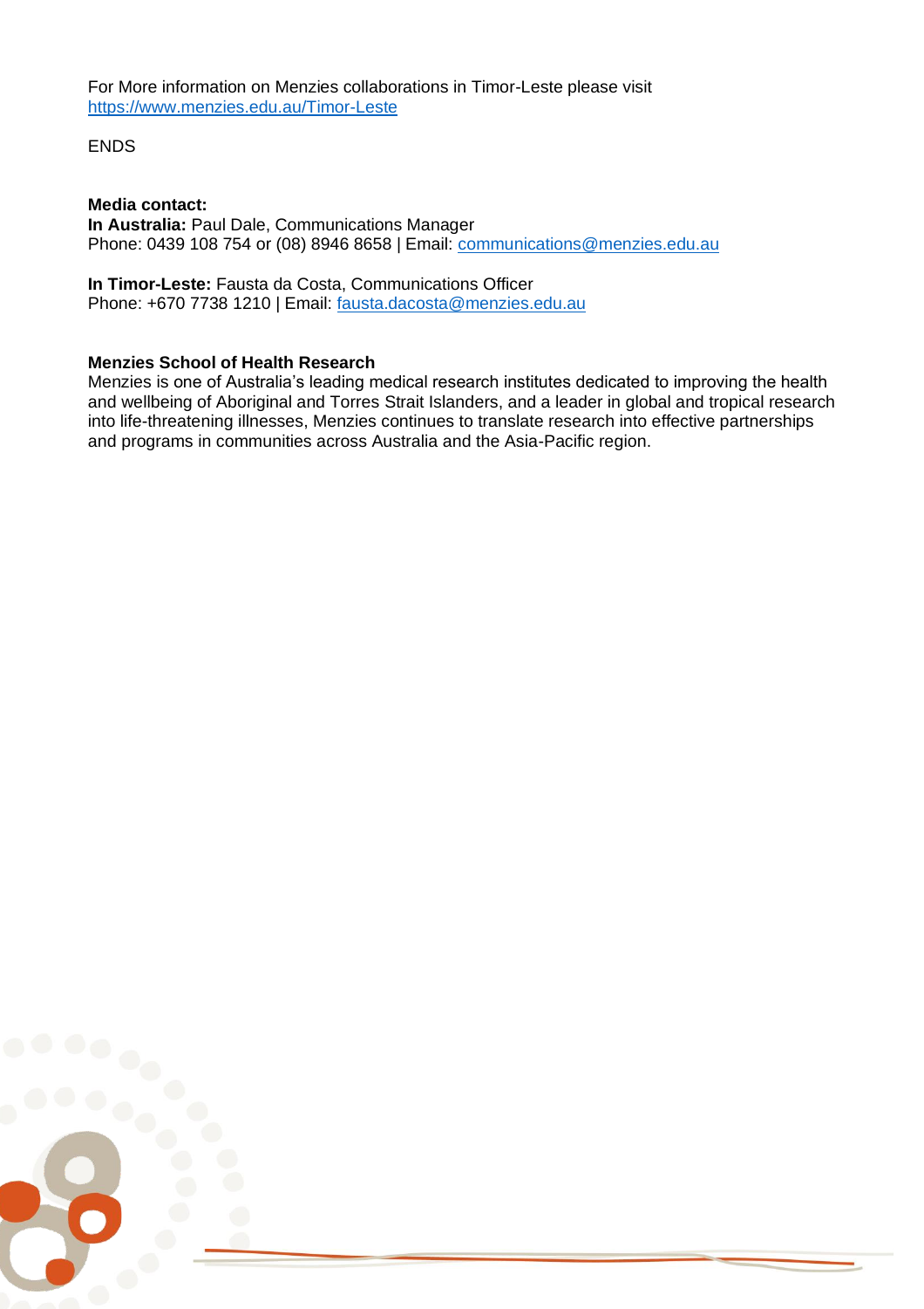For More information on Menzies collaborations in Timor-Leste please visit https://www.menzies.edu.au/Timor-Leste

ENDS

**Media contact:**
**In Australia:** Paul Dale, Communications Manager
Phone: 0439 108 754 or (08) 8946 8658 | Email: communications@menzies.edu.au

**In Timor-Leste:** Fausta da Costa, Communications Officer
Phone: +670 7738 1210 | Email: fausta.dacosta@menzies.edu.au

**Menzies School of Health Research**
Menzies is one of Australia's leading medical research institutes dedicated to improving the health and wellbeing of Aboriginal and Torres Strait Islanders, and a leader in global and tropical research into life-threatening illnesses, Menzies continues to translate research into effective partnerships and programs in communities across Australia and the Asia-Pacific region.